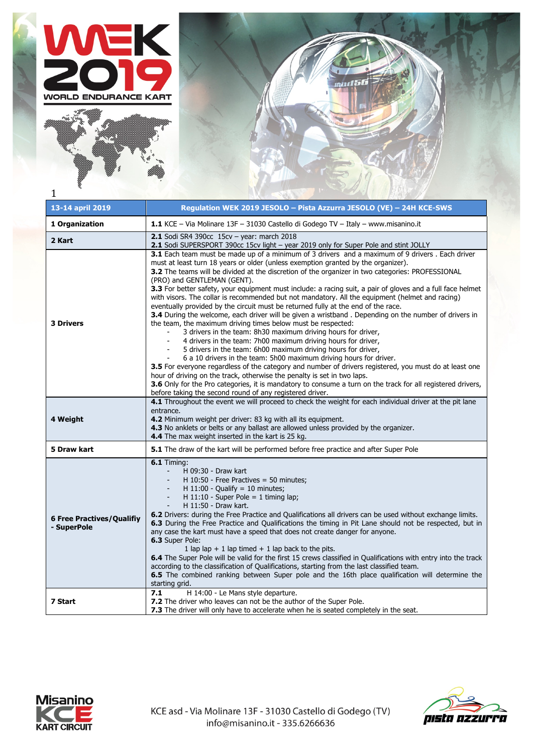# WEK 2019 WORLD ENDURANCE KART

| 13-14 april 2019 | Regulation WEK 2019 JESOLO – Pista Azzurra JESOLO (VE) – 24H KCE-SWS |
|---|---|
| **1 Organization** | **1.1** KCE – Via Molinare 13F – 31030 Castello di Godego TV – Italy – www.misanino.it |
| **2 Kart** | **2.1** Sodi SR4 390cc 15cv – year: march 2018<br>**2.1** Sodi SUPERSPORT 390cc 15cv light – year 2019 only for Super Pole and stint JOLLY |
| **3 Drivers** | **3.1** Each team must be made up of a minimum of 3 drivers and a maximum of 9 drivers . Each driver must at least turn 18 years or older (unless exemption granted by the organizer).<br>**3.2** The teams will be divided at the discretion of the organizer in two categories: PROFESSIONAL (PRO) and GENTLEMAN (GENT).<br>**3.3** For better safety, your equipment must include: a racing suit, a pair of gloves and a full face helmet with visors. The collar is recommended but not mandatory. All the equipment (helmet and racing) eventually provided by the circuit must be returned fully at the end of the race.<br>**3.4** During the welcome, each driver will be given a wristband . Depending on the number of drivers in the team, the maximum driving times below must be respected:<br>- 3 drivers in the team: 8h30 maximum driving hours for driver,<br>- 4 drivers in the team: 7h00 maximum driving hours for driver,<br>- 5 drivers in the team: 6h00 maximum driving hours for driver,<br>- 6 a 10 drivers in the team: 5h00 maximum driving hours for driver.<br>**3.5** For everyone regardless of the category and number of drivers registered, you must do at least one hour of driving on the track, otherwise the penalty is set in two laps.<br>**3.6** Only for the Pro categories, it is mandatory to consume a turn on the track for all registered drivers, before taking the second round of any registered driver. |
| **4 Weight** | **4.1** Throughout the event we will proceed to check the weight for each individual driver at the pit lane entrance.<br>**4.2** Minimum weight per driver: 83 kg with all its equipment.<br>**4.3** No anklets or belts or any ballast are allowed unless provided by the organizer.<br>**4.4** The max weight inserted in the kart is 25 kg. |
| **5 Draw kart** | **5.1** The draw of the kart will be performed before free practice and after Super Pole |
| **6 Free Practives/Qualifiy - SuperPole** | **6.1** Timing:<br>- H 09:30 - Draw kart<br>- H 10:50 - Free Practives = 50 minutes;<br>- H 11:00 - Qualify = 10 minutes;<br>- H 11:10 - Super Pole = 1 timing lap;<br>- H 11:50 - Draw kart.<br>**6.2** Drivers: during the Free Practice and Qualifications all drivers can be used without exchange limits.<br>**6.3** During the Free Practice and Qualifications the timing in Pit Lane should not be respected, but in any case the kart must have a speed that does not create danger for anyone.<br>**6.3** Super Pole:<br>1 lap lap + 1 lap timed + 1 lap back to the pits.<br>**6.4** The Super Pole will be valid for the first 15 crews classified in Qualifications with entry into the track according to the classification of Qualifications, starting from the last classified team.<br>**6.5** The combined ranking between Super pole and the 16th place qualification will determine the starting grid. |
| **7 Start** | **7.1** H 14:00 - Le Mans style departure.<br>**7.2** The driver who leaves can not be the author of the Super Pole.<br>**7.3** The driver will only have to accelerate when he is seated completely in the seat. |

KCE asd - Via Molinare 13F - 31030 Castello di Godego (TV)
info@misanino.it - 335.6266636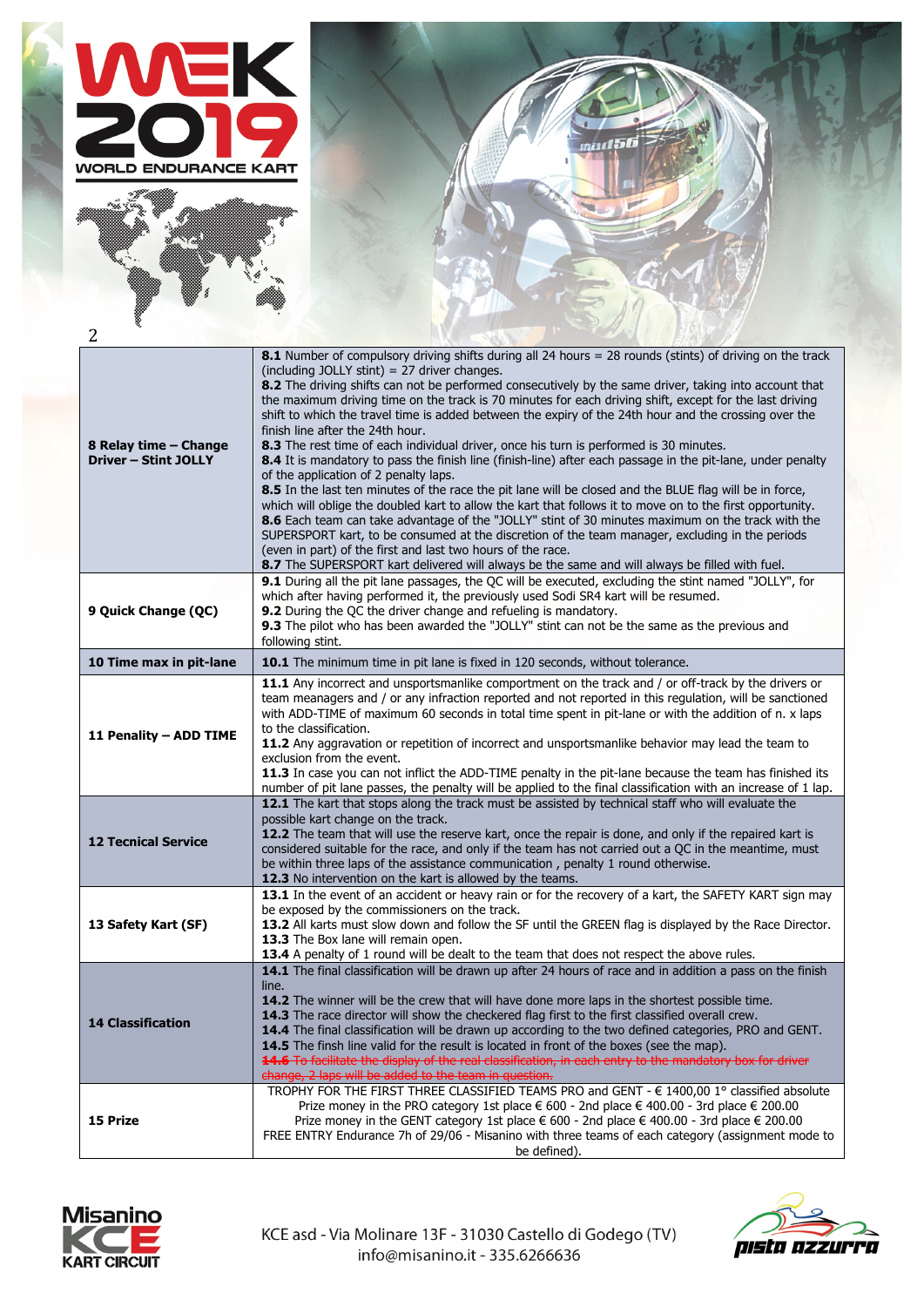| | |
|---|---|
| **8 Relay time – Change Driver – Stint JOLLY** | **8.1** Number of compulsory driving shifts during all 24 hours = 28 rounds (stints) of driving on the track (including JOLLY stint) = 27 driver changes.<br>**8.2** The driving shifts can not be performed consecutively by the same driver, taking into account that the maximum driving time on the track is 70 minutes for each driving shift, except for the last driving shift to which the travel time is added between the expiry of the 24th hour and the crossing over the finish line after the 24th hour.<br>**8.3** The rest time of each individual driver, once his turn is performed is 30 minutes.<br>**8.4** It is mandatory to pass the finish line (finish-line) after each passage in the pit-lane, under penalty of the application of 2 penalty laps.<br>**8.5** In the last ten minutes of the race the pit lane will be closed and the BLUE flag will be in force, which will oblige the doubled kart to allow the kart that follows it to move on to the first opportunity.<br>**8.6** Each team can take advantage of the "JOLLY" stint of 30 minutes maximum on the track with the SUPERSPORT kart, to be consumed at the discretion of the team manager, excluding in the periods (even in part) of the first and last two hours of the race.<br>**8.7** The SUPERSPORT kart delivered will always be the same and will always be filled with fuel. |
| **9 Quick Change (QC)** | **9.1** During all the pit lane passages, the QC will be executed, excluding the stint named "JOLLY", for which after having performed it, the previously used Sodi SR4 kart will be resumed.<br>**9.2** During the QC the driver change and refueling is mandatory.<br>**9.3** The pilot who has been awarded the "JOLLY" stint can not be the same as the previous and following stint. |
| **10 Time max in pit-lane** | **10.1** The minimum time in pit lane is fixed in 120 seconds, without tolerance. |
| **11 Penality – ADD TIME** | **11.1** Any incorrect and unsportsmanlike comportment on the track and / or off-track by the drivers or team meanagers and / or any infraction reported and not reported in this regulation, will be sanctioned with ADD-TIME of maximum 60 seconds in total time spent in pit-lane or with the addition of n. x laps to the classification.<br>**11.2** Any aggravation or repetition of incorrect and unsportsmanlike behavior may lead the team to exclusion from the event.<br>**11.3** In case you can not inflict the ADD-TIME penalty in the pit-lane because the team has finished its number of pit lane passes, the penalty will be applied to the final classification with an increase of 1 lap. |
| **12 Tecnical Service** | **12.1** The kart that stops along the track must be assisted by technical staff who will evaluate the possible kart change on the track.<br>**12.2** The team that will use the reserve kart, once the repair is done, and only if the repaired kart is considered suitable for the race, and only if the team has not carried out a QC in the meantime, must be within three laps of the assistance communication , penalty 1 round otherwise.<br>**12.3** No intervention on the kart is allowed by the teams. |
| **13 Safety Kart (SF)** | **13.1** In the event of an accident or heavy rain or for the recovery of a kart, the SAFETY KART sign may be exposed by the commissioners on the track.<br>**13.2** All karts must slow down and follow the SF until the GREEN flag is displayed by the Race Director.<br>**13.3** The Box lane will remain open.<br>**13.4** A penalty of 1 round will be dealt to the team that does not respect the above rules. |
| **14 Classification** | **14.1** The final classification will be drawn up after 24 hours of race and in addition a pass on the finish line.<br>**14.2** The winner will be the crew that will have done more laps in the shortest possible time.<br>**14.3** The race director will show the checkered flag first to the first classified overall crew.<br>**14.4** The final classification will be drawn up according to the two defined categories, PRO and GENT.<br>**14.5** The finsh line valid for the result is located in front of the boxes (see the map).<br>~~**14.6** To facilitate the display of the real classification, in each entry to the mandatory box for driver change, 2 laps will be added to the team in question.~~ |
| **15 Prize** | TROPHY FOR THE FIRST THREE CLASSIFIED TEAMS PRO and GENT - € 1400,00 1° classified absolute<br>Prize money in the PRO category 1st place € 600 - 2nd place € 400.00 - 3rd place € 200.00<br>Prize money in the GENT category 1st place € 600 - 2nd place € 400.00 - 3rd place € 200.00<br>FREE ENTRY Endurance 7h of 29/06 - Misanino with three teams of each category (assignment mode to be defined). |

KCE asd - Via Molinare 13F - 31030 Castello di Godego (TV)
info@misanino.it - 335.6266636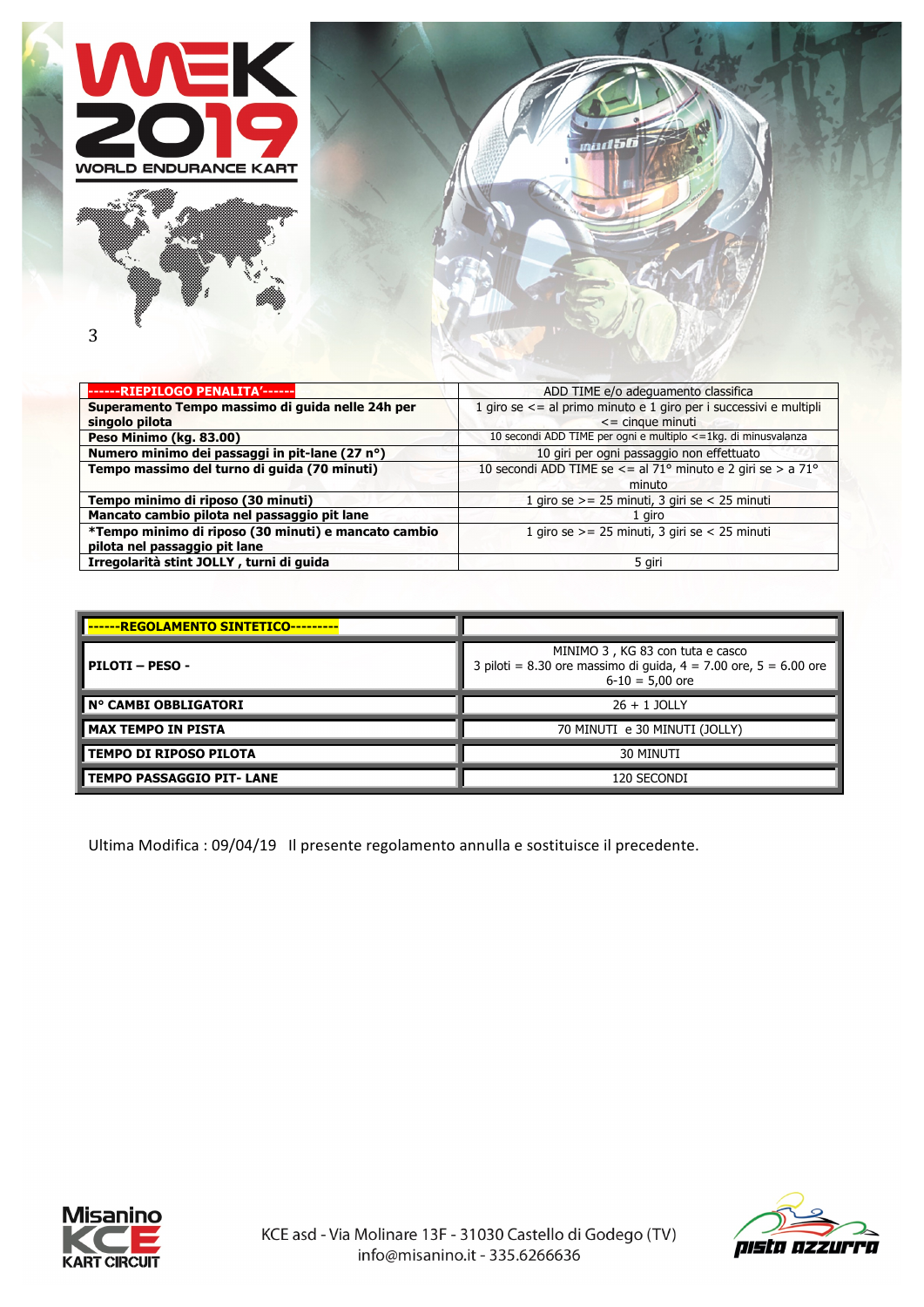| ------RIEPILOGO PENALITA'------ | ADD TIME e/o adeguamento classifica |
| --- | --- |
| **Superamento Tempo massimo di guida nelle 24h per singolo pilota** | 1 giro se <= al primo minuto e 1 giro per i successivi e multipli <= cinque minuti |
| **Peso Minimo (kg. 83.00)** | 10 secondi ADD TIME per ogni e multiplo <=1kg. di minusvalanza |
| **Numero minimo dei passaggi in pit-lane (27 n°)** | 10 giri per ogni passaggio non effettuato |
| **Tempo massimo del turno di guida (70 minuti)** | 10 secondi ADD TIME se <= al 71° minuto e 2 giri se > a 71° minuto |
| **Tempo minimo di riposo (30 minuti)** | 1 giro se >= 25 minuti, 3 giri se < 25 minuti |
| **Mancato cambio pilota nel passaggio pit lane** | 1 giro |
| **\*Tempo minimo di riposo (30 minuti) e mancato cambio pilota nel passaggio pit lane** | 1 giro se >= 25 minuti, 3 giri se < 25 minuti |
| **Irregolarità stint JOLLY , turni di guida** | 5 giri |

| ------REGOLAMENTO SINTETICO--------- | |
| --- | --- |
| **PILOTI – PESO -** | MINIMO 3 , KG 83 con tuta e casco<br>3 piloti = 8.30 ore massimo di guida, 4 = 7.00 ore, 5 = 6.00 ore<br>6-10 = 5,00 ore |
| **N° CAMBI OBBLIGATORI** | 26 + 1 JOLLY |
| **MAX TEMPO IN PISTA** | 70 MINUTI e 30 MINUTI (JOLLY) |
| **TEMPO DI RIPOSO PILOTA** | 30 MINUTI |
| **TEMPO PASSAGGIO PIT- LANE** | 120 SECONDI |

Ultima Modifica : 09/04/19 Il presente regolamento annulla e sostituisce il precedente.

KCE asd - Via Molinare 13F - 31030 Castello di Godego (TV)
info@misanino.it - 335.6266636